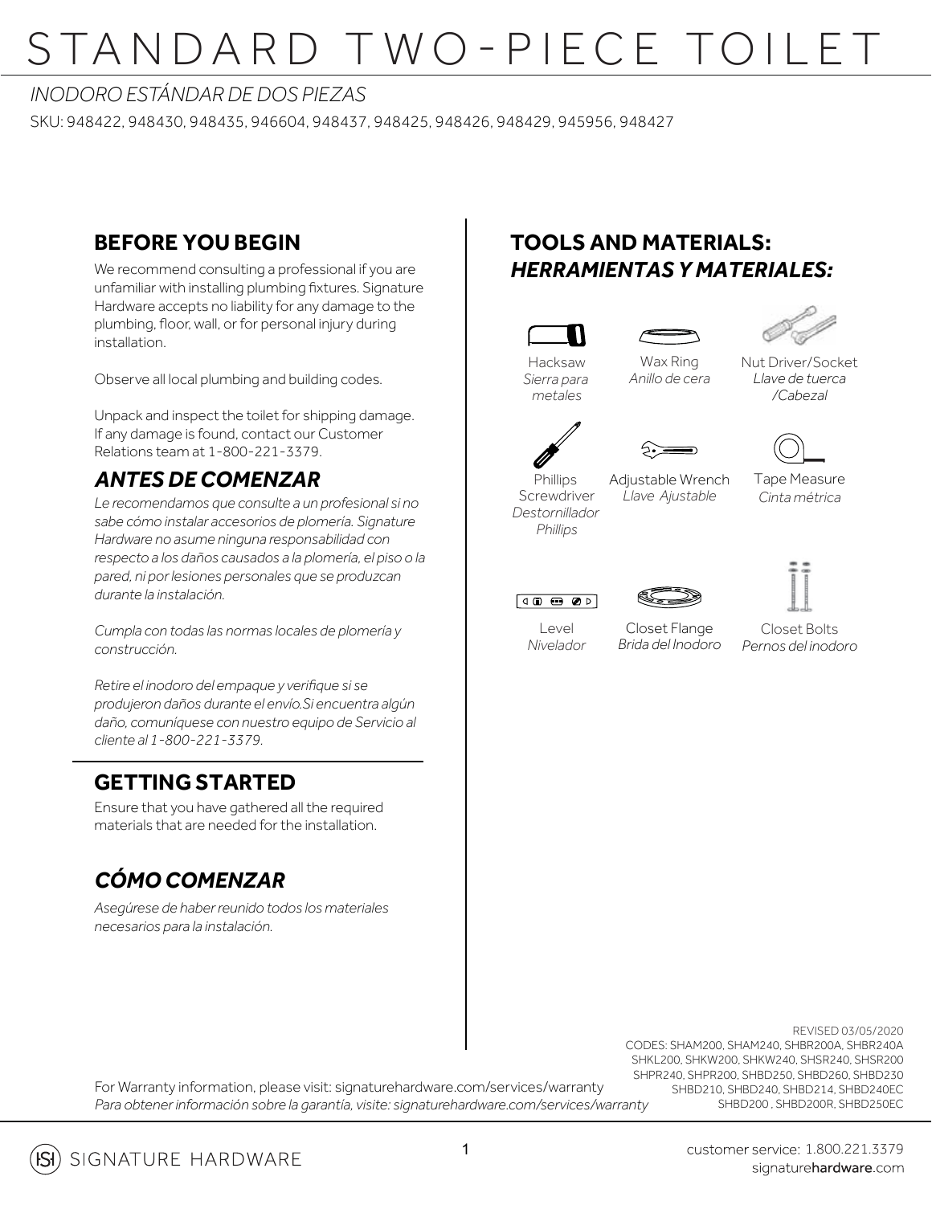# STANDARD TWO-PIECE TOILET

*INODORO ESTÁNDAR DE DOS PIEZAS*

SKU: 948422, 948430, 948435, 946604, 948437, 948425, 948426, 948429, 945956, 948427

## BEFORE YOU BEGIN

We recommend consulting a professional if you are unfamiliar with installing plumbing fixtures. Signature Hardware accepts no liability for any damage to the plumbing, floor, wall, or for personal injury during installation.

Observe all local plumbing and building codes.

Unpack and inspect the toilet for shipping damage. If any damage is found, contact our Customer Relations team at 1-800-221-3379.

## *ANTES DE COMENZAR*

*Le recomendamos que consulte a un profesional si no sabe cómo instalar accesorios de plomería. Signature Hardware no asume ninguna responsabilidad con respecto a los daños causados a la plomería, el piso o la pared, ni por lesiones personales que se produzcan durante la instalación.*

*Cumpla con todas las normas locales de plomería y construcción.*

*Retire el inodoro del empaque y verifique si se produjeron daños durante el envío.Si encuentra algún daño, comuníquese con nuestro equipo de Servicio al cliente al 1-800-221-3379.*

## GETTING STARTED

Ensure that you have gathered all the required materials that are needed for the installation.

## *CÓMO COMENZAR*

*Asegúrese de haber reunido todos los materiales necesarios para la instalación.*

## TOOLS AND MATERIALS:
## *HERRAMIENTAS Y MATERIALES:*

- Hacksaw / *Sierra para metales*
- Wax Ring / *Anillo de cera*
- Nut Driver/Socket / *Llave de tuerca /Cabezal*
- Phillips Screwdriver / *Destornillador Phillips*
- Adjustable Wrench / *Llave Ajustable*
- Tape Measure / *Cinta métrica*
- Level / *Nivelador*
- Closet Flange / *Brida del Inodoro*
- Closet Bolts / *Pernos del inodoro*

REVISED 03/05/2020

CODES: SHAM200, SHAM240, SHBR200A, SHBR240A SHKL200, SHKW200, SHKW240, SHSR240, SHSR200 SHPR240, SHPR200, SHBD250, SHBD260, SHBD230 SHBD210, SHBD240, SHBD214, SHBD240EC SHBD200 , SHBD200R, SHBD250EC

For Warranty information, please visit: signaturehardware.com/services/warranty

*Para obtener información sobre la garantía, visite: signaturehardware.com/services/warranty*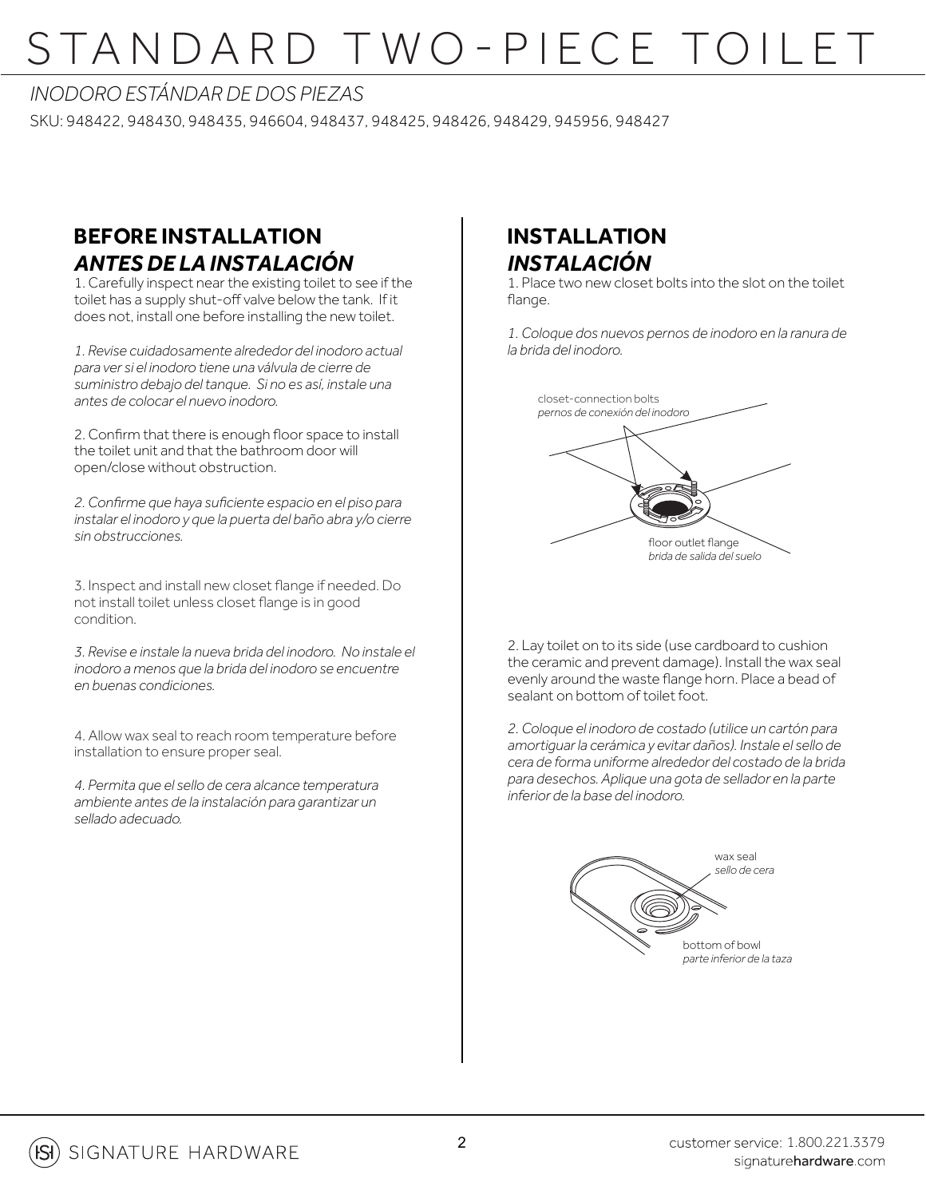# STANDARD TWO-PIECE TOILET

*INODORO ESTÁNDAR DE DOS PIEZAS*

SKU: 948422, 948430, 948435, 946604, 948437, 948425, 948426, 948429, 945956, 948427

## BEFORE INSTALLATION
## *ANTES DE LA INSTALACIÓN*

1. Carefully inspect near the existing toilet to see if the toilet has a supply shut-off valve below the tank. If it does not, install one before installing the new toilet.

*1. Revise cuidadosamente alrededor del inodoro actual para ver si el inodoro tiene una válvula de cierre de suministro debajo del tanque. Si no es así, instale una antes de colocar el nuevo inodoro.*

2. Confirm that there is enough floor space to install the toilet unit and that the bathroom door will open/close without obstruction.

*2. Confirme que haya suficiente espacio en el piso para instalar el inodoro y que la puerta del baño abra y/o cierre sin obstrucciones.*

3. Inspect and install new closet flange if needed. Do not install toilet unless closet flange is in good condition.

*3. Revise e instale la nueva brida del inodoro. No instale el inodoro a menos que la brida del inodoro se encuentre en buenas condiciones.*

4. Allow wax seal to reach room temperature before installation to ensure proper seal.

*4. Permita que el sello de cera alcance temperatura ambiente antes de la instalación para garantizar un sellado adecuado.*

## INSTALLATION
## *INSTALACIÓN*

1. Place two new closet bolts into the slot on the toilet flange.

*1. Coloque dos nuevos pernos de inodoro en la ranura de la brida del inodoro.*

closet-connection bolts
*pernos de conexión del inodoro*

floor outlet flange
*brida de salida del suelo*

2. Lay toilet on to its side (use cardboard to cushion the ceramic and prevent damage). Install the wax seal evenly around the waste flange horn. Place a bead of sealant on bottom of toilet foot.

*2. Coloque el inodoro de costado (utilice un cartón para amortiguar la cerámica y evitar daños). Instale el sello de cera de forma uniforme alrededor del costado de la brida para desechos. Aplique una gota de sellador en la parte inferior de la base del inodoro.*

wax seal
*sello de cera*

bottom of bowl
*parte inferior de la taza*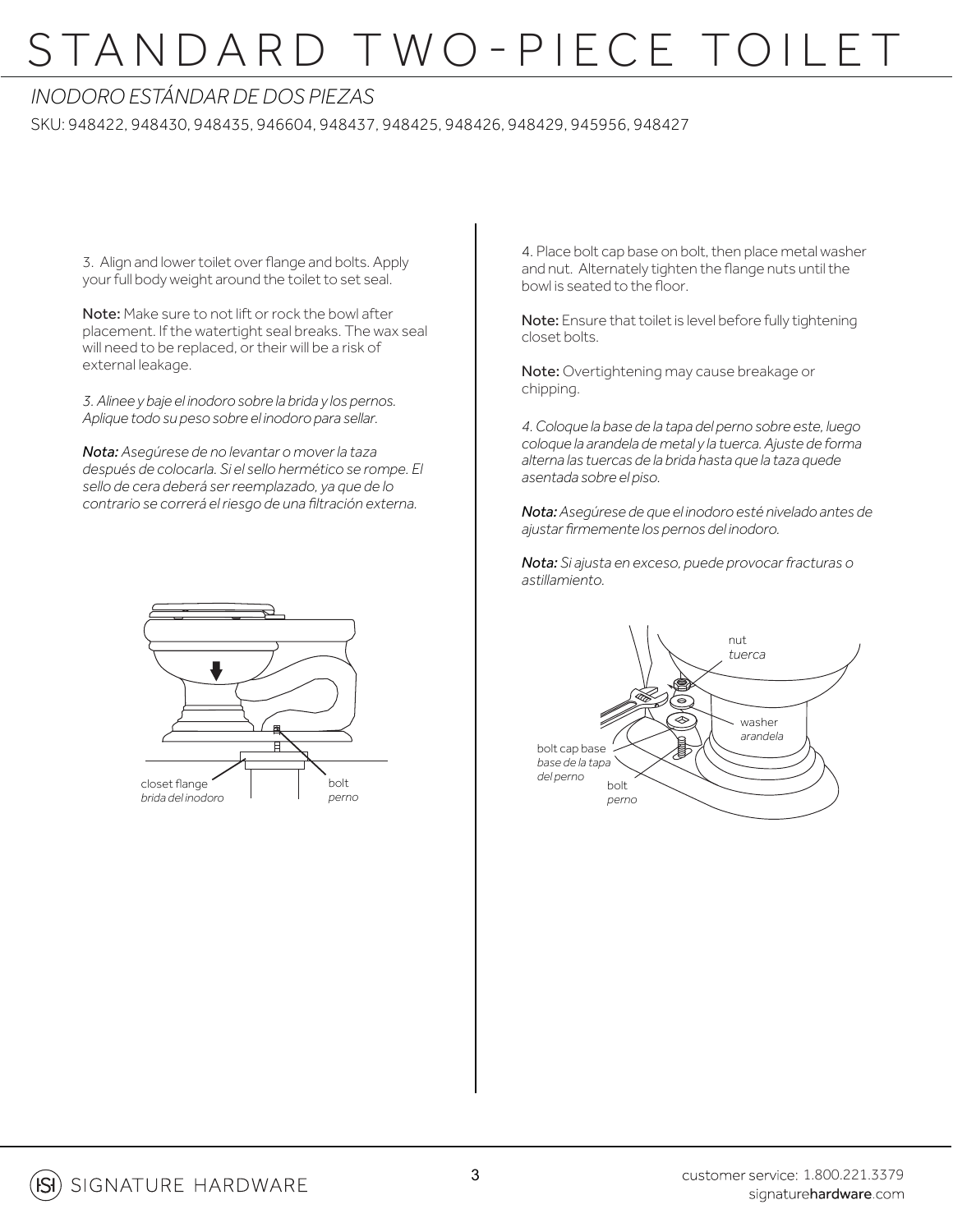# STANDARD TWO-PIECE TOILET

*INODORO ESTÁNDAR DE DOS PIEZAS*

SKU: 948422, 948430, 948435, 946604, 948437, 948425, 948426, 948429, 945956, 948427

3. Align and lower toilet over flange and bolts. Apply your full body weight around the toilet to set seal.

**Note:** Make sure to not lift or rock the bowl after placement. If the watertight seal breaks. The wax seal will need to be replaced, or their will be a risk of external leakage.

*3. Alinee y baje el inodoro sobre la brida y los pernos. Aplique todo su peso sobre el inodoro para sellar.*

***Nota:** Asegúrese de no levantar o mover la taza después de colocarla. Si el sello hermético se rompe. El sello de cera deberá ser reemplazado, ya que de lo contrario se correrá el riesgo de una filtración externa.*

closet flange
*brida del inodoro*

bolt
*perno*

4. Place bolt cap base on bolt, then place metal washer and nut. Alternately tighten the flange nuts until the bowl is seated to the floor.

**Note:** Ensure that toilet is level before fully tightening closet bolts.

**Note:** Overtightening may cause breakage or chipping.

*4. Coloque la base de la tapa del perno sobre este, luego coloque la arandela de metal y la tuerca. Ajuste de forma alterna las tuercas de la brida hasta que la taza quede asentada sobre el piso.*

***Nota:** Asegúrese de que el inodoro esté nivelado antes de ajustar firmemente los pernos del inodoro.*

***Nota:** Si ajusta en exceso, puede provocar fracturas o astillamiento.*

nut
*tuerca*

washer
*arandela*

bolt cap base
*base de la tapa del perno*

bolt
*perno*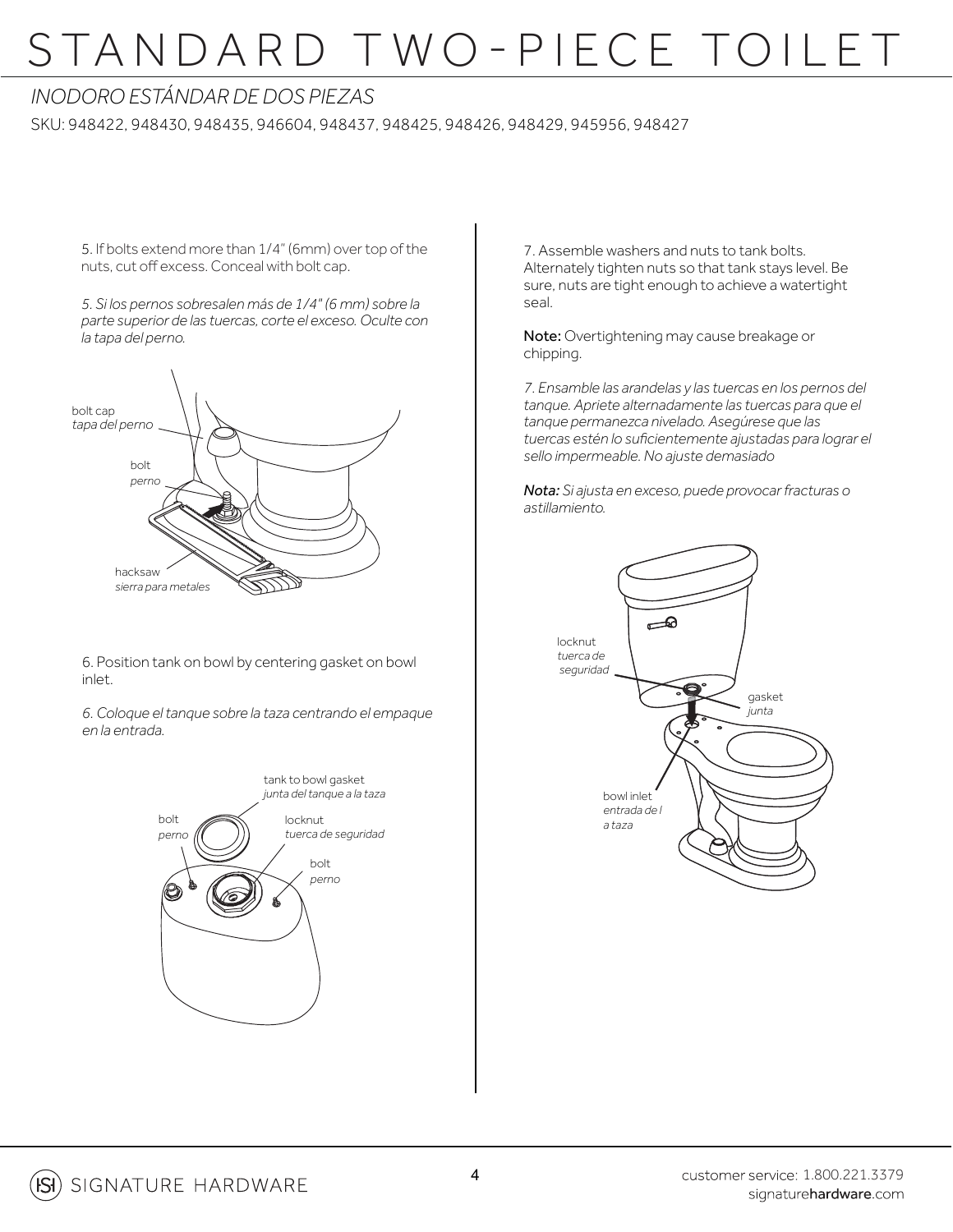# STANDARD TWO-PIECE TOILET

*INODORO ESTÁNDAR DE DOS PIEZAS*

SKU: 948422, 948430, 948435, 946604, 948437, 948425, 948426, 948429, 945956, 948427

5. If bolts extend more than 1/4" (6mm) over top of the nuts, cut off excess. Conceal with bolt cap.

*5. Si los pernos sobresalen más de 1/4" (6 mm) sobre la parte superior de las tuercas, corte el exceso. Oculte con la tapa del perno.*

bolt cap
*tapa del perno*

bolt
*perno*

hacksaw
*sierra para metales*

6. Position tank on bowl by centering gasket on bowl inlet.

*6. Coloque el tanque sobre la taza centrando el empaque en la entrada.*

tank to bowl gasket
*junta del tanque a la taza*

bolt
*perno*

locknut
*tuerca de seguridad*

bolt
*perno*

7. Assemble washers and nuts to tank bolts. Alternately tighten nuts so that tank stays level. Be sure, nuts are tight enough to achieve a watertight seal.

**Note:** Overtightening may cause breakage or chipping.

*7. Ensamble las arandelas y las tuercas en los pernos del tanque. Apriete alternadamente las tuercas para que el tanque permanezca nivelado. Asegúrese que las tuercas estén lo suficientemente ajustadas para lograr el sello impermeable. No ajuste demasiado*

***Nota:*** *Si ajusta en exceso, puede provocar fracturas o astillamiento.*

locknut
*tuerca de seguridad*

gasket
*junta*

bowl inlet
*entrada de la taza*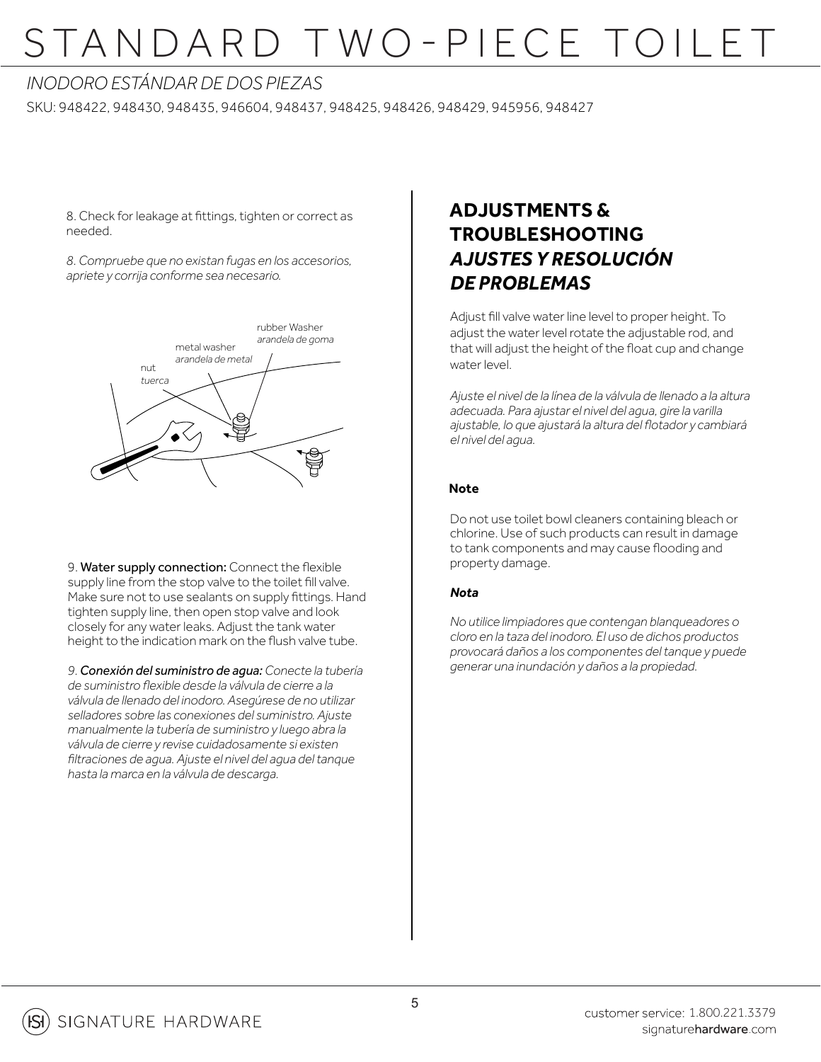# STANDARD TWO-PIECE TOILET

*INODORO ESTÁNDAR DE DOS PIEZAS*

SKU: 948422, 948430, 948435, 946604, 948437, 948425, 948426, 948429, 945956, 948427

8. Check for leakage at fittings, tighten or correct as needed.

*8. Compruebe que no existan fugas en los accesorios, apriete y corrija conforme sea necesario.*

rubber Washer
*arandela de goma*
metal washer
*arandela de metal*
nut
*tuerca*

9. **Water supply connection:** Connect the flexible supply line from the stop valve to the toilet fill valve. Make sure not to use sealants on supply fittings. Hand tighten supply line, then open stop valve and look closely for any water leaks. Adjust the tank water height to the indication mark on the flush valve tube.

*9. **Conexión del suministro de agua:** Conecte la tubería de suministro flexible desde la válvula de cierre a la válvula de llenado del inodoro. Asegúrese de no utilizar selladores sobre las conexiones del suministro. Ajuste manualmente la tubería de suministro y luego abra la válvula de cierre y revise cuidadosamente si existen filtraciones de agua. Ajuste el nivel del agua del tanque hasta la marca en la válvula de descarga.*

## ADJUSTMENTS & TROUBLESHOOTING
## *AJUSTES Y RESOLUCIÓN DE PROBLEMAS*

Adjust fill valve water line level to proper height. To adjust the water level rotate the adjustable rod, and that will adjust the height of the float cup and change water level.

*Ajuste el nivel de la línea de la válvula de llenado a la altura adecuada. Para ajustar el nivel del agua, gire la varilla ajustable, lo que ajustará la altura del flotador y cambiará el nivel del agua.*

**Note**

Do not use toilet bowl cleaners containing bleach or chlorine. Use of such products can result in damage to tank components and may cause flooding and property damage.

***Nota***

*No utilice limpiadores que contengan blanqueadores o cloro en la taza del inodoro. El uso de dichos productos provocará daños a los componentes del tanque y puede generar una inundación y daños a la propiedad.*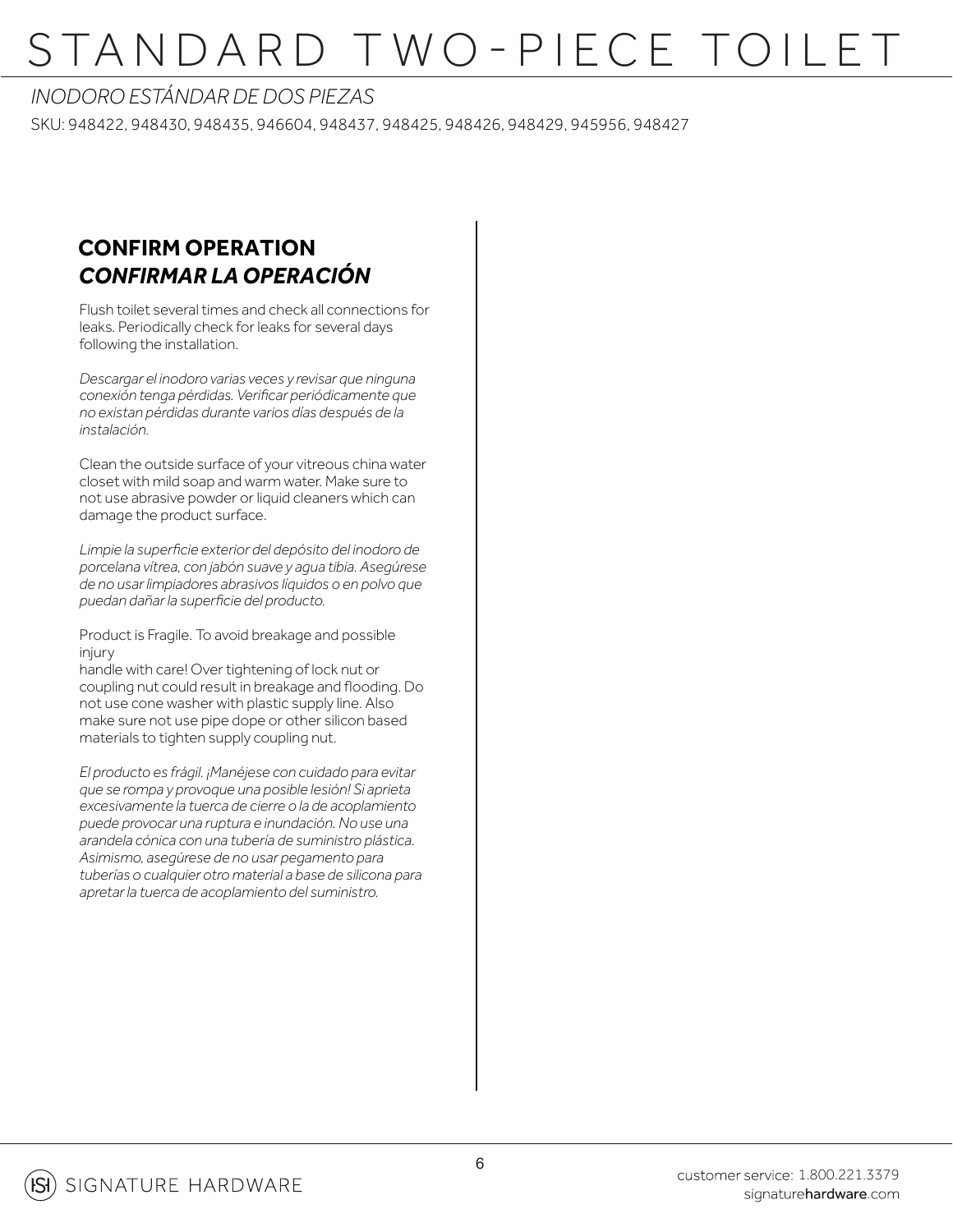# STANDARD TWO-PIECE TOILET

*INODORO ESTÁNDAR DE DOS PIEZAS*

SKU: 948422, 948430, 948435, 946604, 948437, 948425, 948426, 948429, 945956, 948427

## CONFIRM OPERATION
## *CONFIRMAR LA OPERACIÓN*

Flush toilet several times and check all connections for leaks. Periodically check for leaks for several days following the installation.

*Descargar el inodoro varias veces y revisar que ninguna conexión tenga pérdidas. Verificar periódicamente que no existan pérdidas durante varios días después de la instalación.*

Clean the outside surface of your vitreous china water closet with mild soap and warm water. Make sure to not use abrasive powder or liquid cleaners which can damage the product surface.

*Limpie la superficie exterior del depósito del inodoro de porcelana vítrea, con jabón suave y agua tibia. Asegúrese de no usar limpiadores abrasivos líquidos o en polvo que puedan dañar la superficie del producto.*

Product is Fragile. To avoid breakage and possible injury
handle with care! Over tightening of lock nut or coupling nut could result in breakage and flooding. Do not use cone washer with plastic supply line. Also make sure not use pipe dope or other silicon based materials to tighten supply coupling nut.

*El producto es frágil. ¡Manéjese con cuidado para evitar que se rompa y provoque una posible lesión! Si aprieta excesivamente la tuerca de cierre o la de acoplamiento puede provocar una ruptura e inundación. No use una arandela cónica con una tubería de suministro plástica. Asimismo, asegúrese de no usar pegamento para tuberías o cualquier otro material a base de silicona para apretar la tuerca de acoplamiento del suministro.*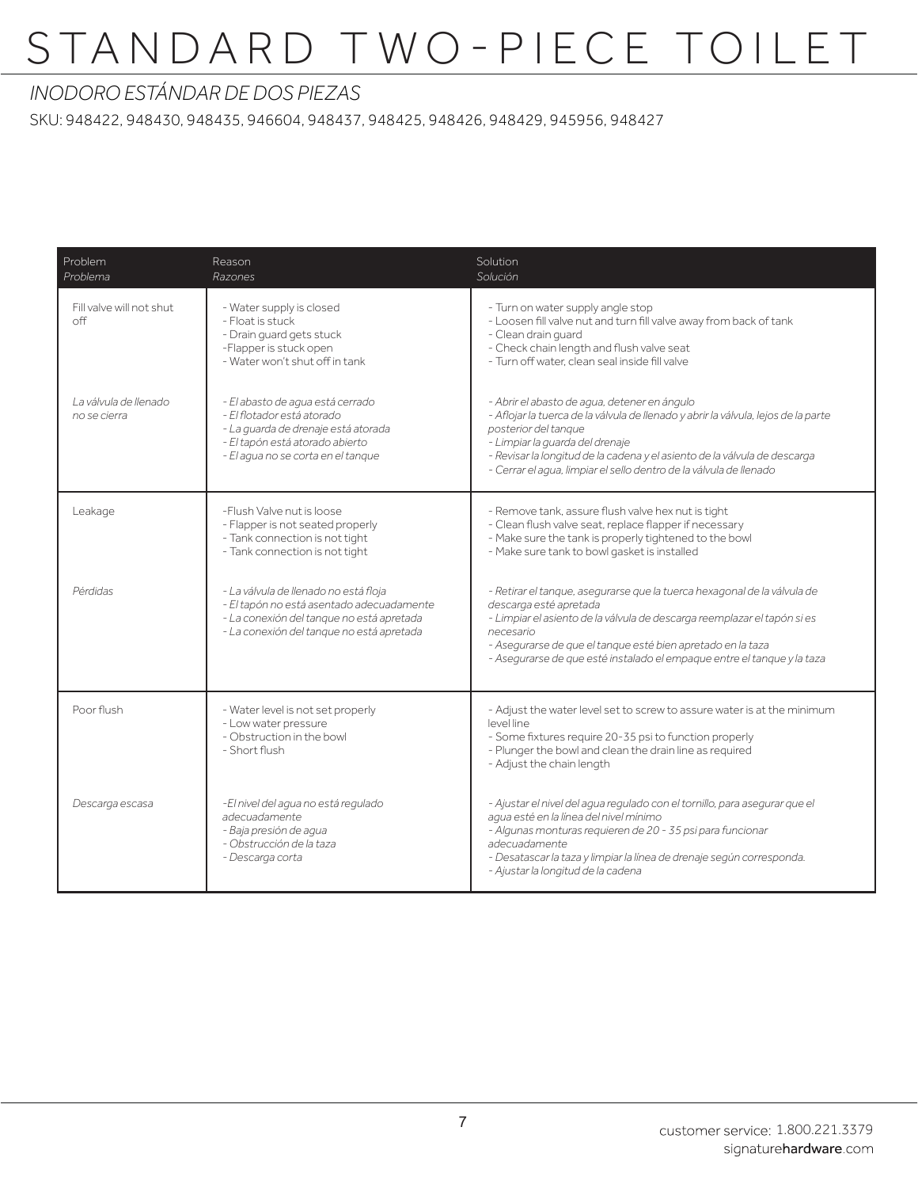# STANDARD TWO-PIECE TOILET

*INODORO ESTÁNDAR DE DOS PIEZAS*

SKU: 948422, 948430, 948435, 946604, 948437, 948425, 948426, 948429, 945956, 948427

| Problem *Problema* | Reason *Razones* | Solution *Solución* |
|---|---|---|
| Fill valve will not shut off<br><br>*La válvula de llenado no se cierra* | - Water supply is closed<br>- Float is stuck<br>- Drain guard gets stuck<br>-Flapper is stuck open<br>- Water won't shut off in tank<br><br>*- El abasto de agua está cerrado*<br>*- El flotador está atorado*<br>*- La guarda de drenaje está atorada*<br>*- El tapón está atorado abierto*<br>*- El agua no se corta en el tanque* | - Turn on water supply angle stop<br>- Loosen fill valve nut and turn fill valve away from back of tank<br>- Clean drain guard<br>- Check chain length and flush valve seat<br>- Turn off water, clean seal inside fill valve<br><br>*- Abrir el abasto de agua, detener en ángulo*<br>*- Aflojar la tuerca de la válvula de llenado y abrir la válvula, lejos de la parte posterior del tanque*<br>*- Limpiar la guarda del drenaje*<br>*- Revisar la longitud de la cadena y el asiento de la válvula de descarga*<br>*- Cerrar el agua, limpiar el sello dentro de la válvula de llenado* |
| Leakage<br><br>*Pérdidas* | -Flush Valve nut is loose<br>- Flapper is not seated properly<br>- Tank connection is not tight<br>- Tank connection is not tight<br><br>*- La válvula de llenado no está floja*<br>*- El tapón no está asentado adecuadamente*<br>*- La conexión del tanque no está apretada*<br>*- La conexión del tanque no está apretada* | - Remove tank, assure flush valve hex nut is tight<br>- Clean flush valve seat, replace flapper if necessary<br>- Make sure the tank is properly tightened to the bowl<br>- Make sure tank to bowl gasket is installed<br><br>*- Retirar el tanque, asegurarse que la tuerca hexagonal de la válvula de descarga esté apretada*<br>*- Limpiar el asiento de la válvula de descarga reemplazar el tapón si es necesario*<br>*- Asegurarse de que el tanque esté bien apretado en la taza*<br>*- Asegurarse de que esté instalado el empaque entre el tanque y la taza* |
| Poor flush<br><br>*Descarga escasa* | - Water level is not set properly<br>- Low water pressure<br>- Obstruction in the bowl<br>- Short flush<br><br>*-El nivel del agua no está regulado adecuadamente*<br>*- Baja presión de agua*<br>*- Obstrucción de la taza*<br>*- Descarga corta* | - Adjust the water level set to screw to assure water is at the minimum level line<br>- Some fixtures require 20-35 psi to function properly<br>- Plunger the bowl and clean the drain line as required<br>- Adjust the chain length<br><br>*- Ajustar el nivel del agua regulado con el tornillo, para asegurar que el agua esté en la línea del nivel mínimo*<br>*- Algunas monturas requieren de 20 - 35 psi para funcionar adecuadamente*<br>*- Desatascar la taza y limpiar la línea de drenaje según corresponda.*<br>*- Ajustar la longitud de la cadena* |

customer service: 1.800.221.3379
signaturehardware.com